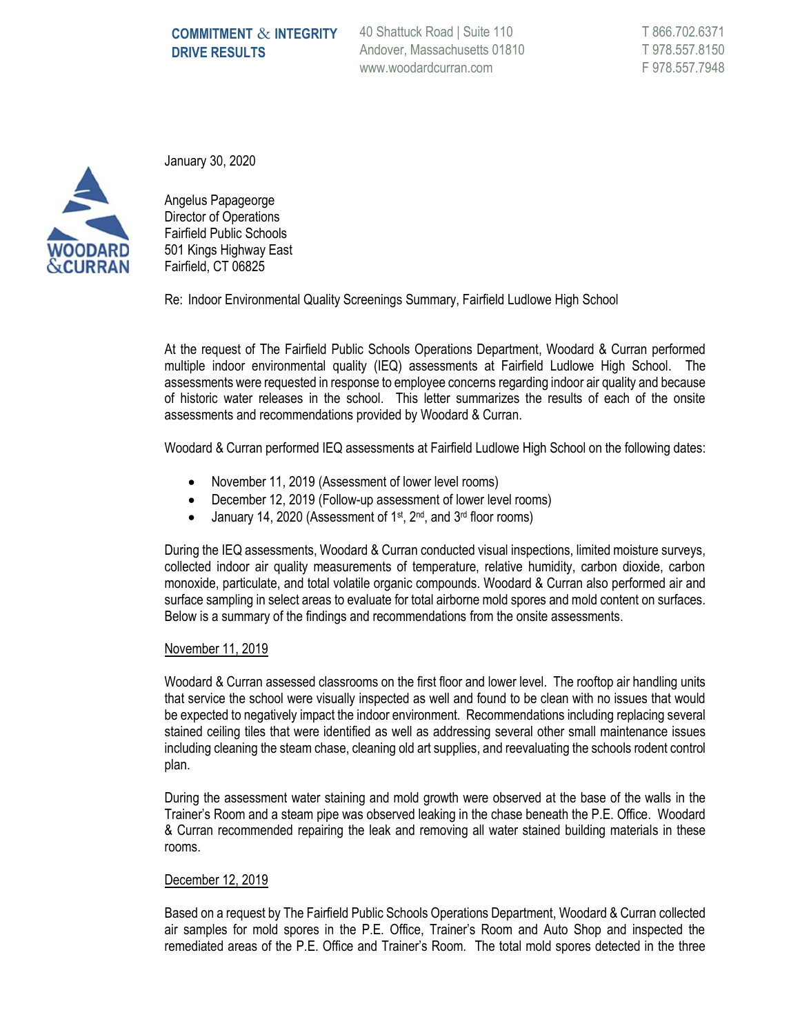**COMMITMENT & INTEGRITY DRIVE RESULTS**

40 Shattuck Road | Suite 110
Andover, Massachusetts 01810
www.woodardcurran.com

T 866.702.6371
T 978.557.8150
F 978.557.7948

WOODARD & CURRAN

January 30, 2020

Angelus Papageorge
Director of Operations
Fairfield Public Schools
501 Kings Highway East
Fairfield, CT 06825

Re: Indoor Environmental Quality Screenings Summary, Fairfield Ludlowe High School

At the request of The Fairfield Public Schools Operations Department, Woodard & Curran performed multiple indoor environmental quality (IEQ) assessments at Fairfield Ludlowe High School. The assessments were requested in response to employee concerns regarding indoor air quality and because of historic water releases in the school. This letter summarizes the results of each of the onsite assessments and recommendations provided by Woodard & Curran.

Woodard & Curran performed IEQ assessments at Fairfield Ludlowe High School on the following dates:

- November 11, 2019 (Assessment of lower level rooms)
- December 12, 2019 (Follow-up assessment of lower level rooms)
- January 14, 2020 (Assessment of 1st, 2nd, and 3rd floor rooms)

During the IEQ assessments, Woodard & Curran conducted visual inspections, limited moisture surveys, collected indoor air quality measurements of temperature, relative humidity, carbon dioxide, carbon monoxide, particulate, and total volatile organic compounds. Woodard & Curran also performed air and surface sampling in select areas to evaluate for total airborne mold spores and mold content on surfaces. Below is a summary of the findings and recommendations from the onsite assessments.

## November 11, 2019

Woodard & Curran assessed classrooms on the first floor and lower level. The rooftop air handling units that service the school were visually inspected as well and found to be clean with no issues that would be expected to negatively impact the indoor environment. Recommendations including replacing several stained ceiling tiles that were identified as well as addressing several other small maintenance issues including cleaning the steam chase, cleaning old art supplies, and reevaluating the schools rodent control plan.

During the assessment water staining and mold growth were observed at the base of the walls in the Trainer's Room and a steam pipe was observed leaking in the chase beneath the P.E. Office. Woodard & Curran recommended repairing the leak and removing all water stained building materials in these rooms.

## December 12, 2019

Based on a request by The Fairfield Public Schools Operations Department, Woodard & Curran collected air samples for mold spores in the P.E. Office, Trainer's Room and Auto Shop and inspected the remediated areas of the P.E. Office and Trainer's Room. The total mold spores detected in the three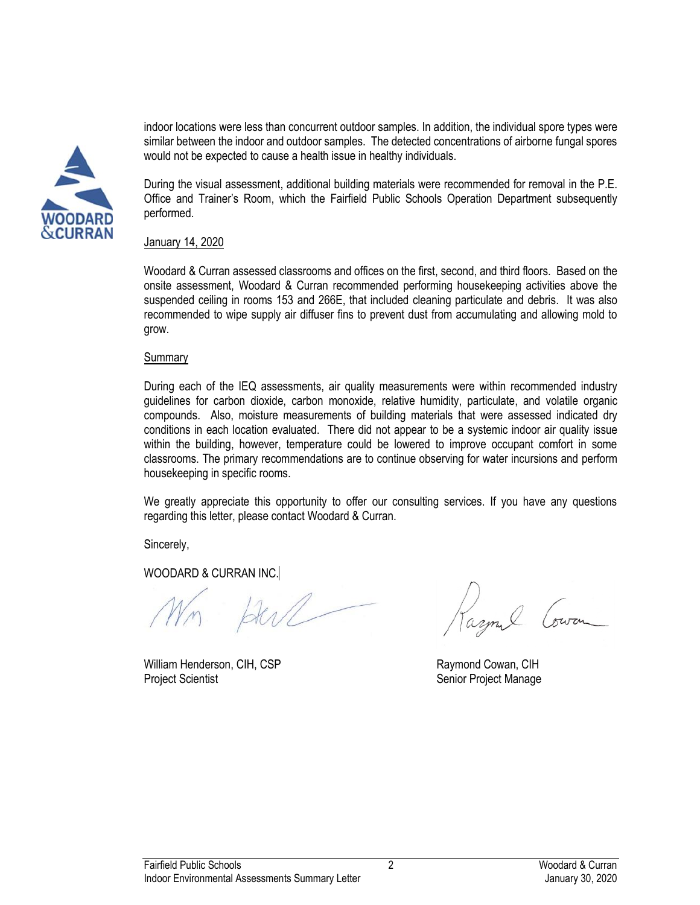indoor locations were less than concurrent outdoor samples. In addition, the individual spore types were similar between the indoor and outdoor samples. The detected concentrations of airborne fungal spores would not be expected to cause a health issue in healthy individuals.

During the visual assessment, additional building materials were recommended for removal in the P.E. Office and Trainer's Room, which the Fairfield Public Schools Operation Department subsequently performed.

<u>January 14, 2020</u>

Woodard & Curran assessed classrooms and offices on the first, second, and third floors. Based on the onsite assessment, Woodard & Curran recommended performing housekeeping activities above the suspended ceiling in rooms 153 and 266E, that included cleaning particulate and debris. It was also recommended to wipe supply air diffuser fins to prevent dust from accumulating and allowing mold to grow.

<u>Summary</u>

During each of the IEQ assessments, air quality measurements were within recommended industry guidelines for carbon dioxide, carbon monoxide, relative humidity, particulate, and volatile organic compounds. Also, moisture measurements of building materials that were assessed indicated dry conditions in each location evaluated. There did not appear to be a systemic indoor air quality issue within the building, however, temperature could be lowered to improve occupant comfort in some classrooms. The primary recommendations are to continue observing for water incursions and perform housekeeping in specific rooms.

We greatly appreciate this opportunity to offer our consulting services. If you have any questions regarding this letter, please contact Woodard & Curran.

Sincerely,

WOODARD & CURRAN INC.

William Henderson, CIH, CSP
Project Scientist

Raymond Cowan, CIH
Senior Project Manage